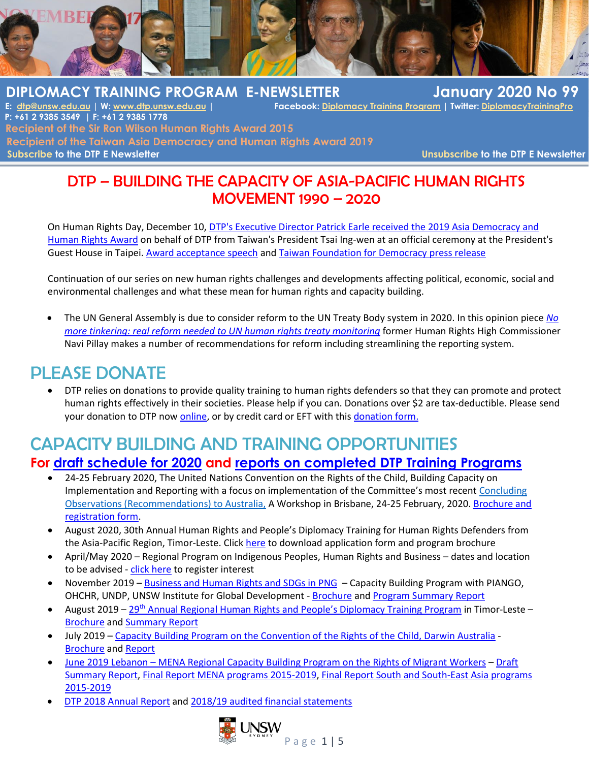# DIPLOMACY TRAINING PROGRAM E-NEWSLETTER

**January 2020 No 99**

E: dtp@unsw.edu.au | W: www.dtp.unsw.edu.au | Facebook: Diplomacy Training Program | Twitter: DiplomacyTrainingPro

P: +61 2 9385 3549 | F: +61 2 9385 1778

**Recipient of the Sir Ron Wilson Human Rights Award 2015**

**Recipient of the Taiwan Asia Democracy and Human Rights Award 2019**

**Subscribe** to the DTP E Newsletter | **Unsubscribe** to the DTP E Newsletter

## DTP – BUILDING THE CAPACITY OF ASIA-PACIFIC HUMAN RIGHTS MOVEMENT 1990 – 2020

On Human Rights Day, December 10, DTP's Executive Director Patrick Earle received the 2019 Asia Democracy and Human Rights Award on behalf of DTP from Taiwan's President Tsai Ing-wen at an official ceremony at the President's Guest House in Taipei. Award acceptance speech and Taiwan Foundation for Democracy press release

Continuation of our series on new human rights challenges and developments affecting political, economic, social and environmental challenges and what these mean for human rights and capacity building.

- The UN General Assembly is due to consider reform to the UN Treaty Body system in 2020. In this opinion piece *No more tinkering: real reform needed to UN human rights treaty monitoring* former Human Rights High Commissioner Navi Pillay makes a number of recommendations for reform including streamlining the reporting system.

## PLEASE DONATE

- DTP relies on donations to provide quality training to human rights defenders so that they can promote and protect human rights effectively in their societies. Please help if you can. Donations over $2 are tax-deductible. Please send your donation to DTP now online, or by credit card or EFT with this donation form.

## CAPACITY BUILDING AND TRAINING OPPORTUNITIES

### For draft schedule for 2020 and reports on completed DTP Training Programs

- 24-25 February 2020, The United Nations Convention on the Rights of the Child, Building Capacity on Implementation and Reporting with a focus on implementation of the Committee's most recent Concluding Observations (Recommendations) to Australia, A Workshop in Brisbane, 24-25 February, 2020. Brochure and registration form.
- August 2020, 30th Annual Human Rights and People's Diplomacy Training for Human Rights Defenders from the Asia-Pacific Region, Timor-Leste. Click here to download application form and program brochure
- April/May 2020 – Regional Program on Indigenous Peoples, Human Rights and Business – dates and location to be advised - click here to register interest
- November 2019 – Business and Human Rights and SDGs in PNG – Capacity Building Program with PIANGO, OHCHR, UNDP, UNSW Institute for Global Development - Brochure and Program Summary Report
- August 2019 – 29th Annual Regional Human Rights and People's Diplomacy Training Program in Timor-Leste – Brochure and Summary Report
- July 2019 – Capacity Building Program on the Convention of the Rights of the Child, Darwin Australia - Brochure and Report
- June 2019 Lebanon – MENA Regional Capacity Building Program on the Rights of Migrant Workers – Draft Summary Report, Final Report MENA programs 2015-2019, Final Report South and South-East Asia programs 2015-2019
- DTP 2018 Annual Report and 2018/19 audited financial statements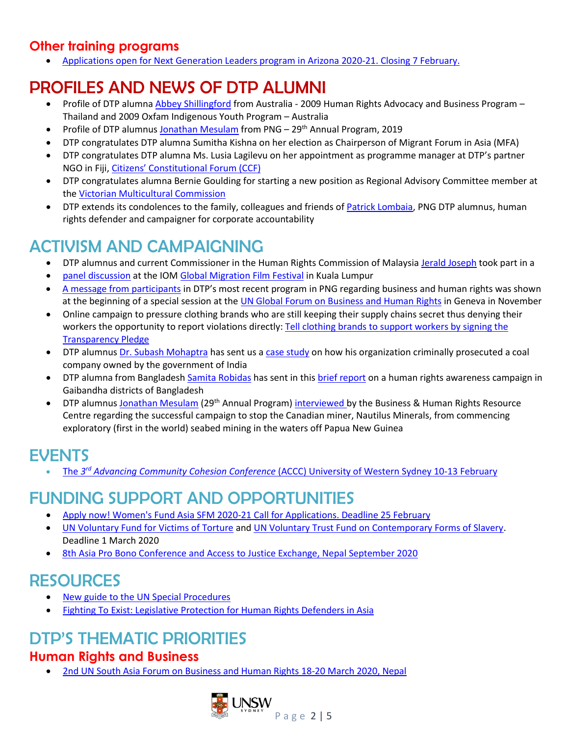### Other training programs

- Applications open for Next Generation Leaders program in Arizona 2020-21. Closing 7 February.

## PROFILES AND NEWS OF DTP ALUMNI

- Profile of DTP alumna Abbey Shillingford from Australia - 2009 Human Rights Advocacy and Business Program – Thailand and 2009 Oxfam Indigenous Youth Program – Australia
- Profile of DTP alumnus Jonathan Mesulam from PNG – 29th Annual Program, 2019
- DTP congratulates DTP alumna Sumitha Kishna on her election as Chairperson of Migrant Forum in Asia (MFA)
- DTP congratulates DTP alumna Ms. Lusia Lagilevu on her appointment as programme manager at DTP's partner NGO in Fiji, Citizens' Constitutional Forum (CCF)
- DTP congratulates alumna Bernie Goulding for starting a new position as Regional Advisory Committee member at the Victorian Multicultural Commission
- DTP extends its condolences to the family, colleagues and friends of Patrick Lombaia, PNG DTP alumnus, human rights defender and campaigner for corporate accountability

## ACTIVISM AND CAMPAIGNING

- DTP alumnus and current Commissioner in the Human Rights Commission of Malaysia Jerald Joseph took part in a
- panel discussion at the IOM Global Migration Film Festival in Kuala Lumpur
- A message from participants in DTP's most recent program in PNG regarding business and human rights was shown at the beginning of a special session at the UN Global Forum on Business and Human Rights in Geneva in November
- Online campaign to pressure clothing brands who are still keeping their supply chains secret thus denying their workers the opportunity to report violations directly: Tell clothing brands to support workers by signing the Transparency Pledge
- DTP alumnus Dr. Subash Mohaptra has sent us a case study on how his organization criminally prosecuted a coal company owned by the government of India
- DTP alumna from Bangladesh Samita Robidas has sent in this brief report on a human rights awareness campaign in Gaibandha districts of Bangladesh
- DTP alumnus Jonathan Mesulam (29th Annual Program) interviewed by the Business & Human Rights Resource Centre regarding the successful campaign to stop the Canadian miner, Nautilus Minerals, from commencing exploratory (first in the world) seabed mining in the waters off Papua New Guinea

## EVENTS

- The *3rd Advancing Community Cohesion Conference* (ACCC) University of Western Sydney 10-13 February

## FUNDING SUPPORT AND OPPORTUNITIES

- Apply now! Women's Fund Asia SFM 2020-21 Call for Applications. Deadline 25 February
- UN Voluntary Fund for Victims of Torture and UN Voluntary Trust Fund on Contemporary Forms of Slavery. Deadline 1 March 2020
- 8th Asia Pro Bono Conference and Access to Justice Exchange, Nepal September 2020

## RESOURCES

- New guide to the UN Special Procedures
- Fighting To Exist: Legislative Protection for Human Rights Defenders in Asia

## DTP'S THEMATIC PRIORITIES

### Human Rights and Business

- 2nd UN South Asia Forum on Business and Human Rights 18-20 March 2020, Nepal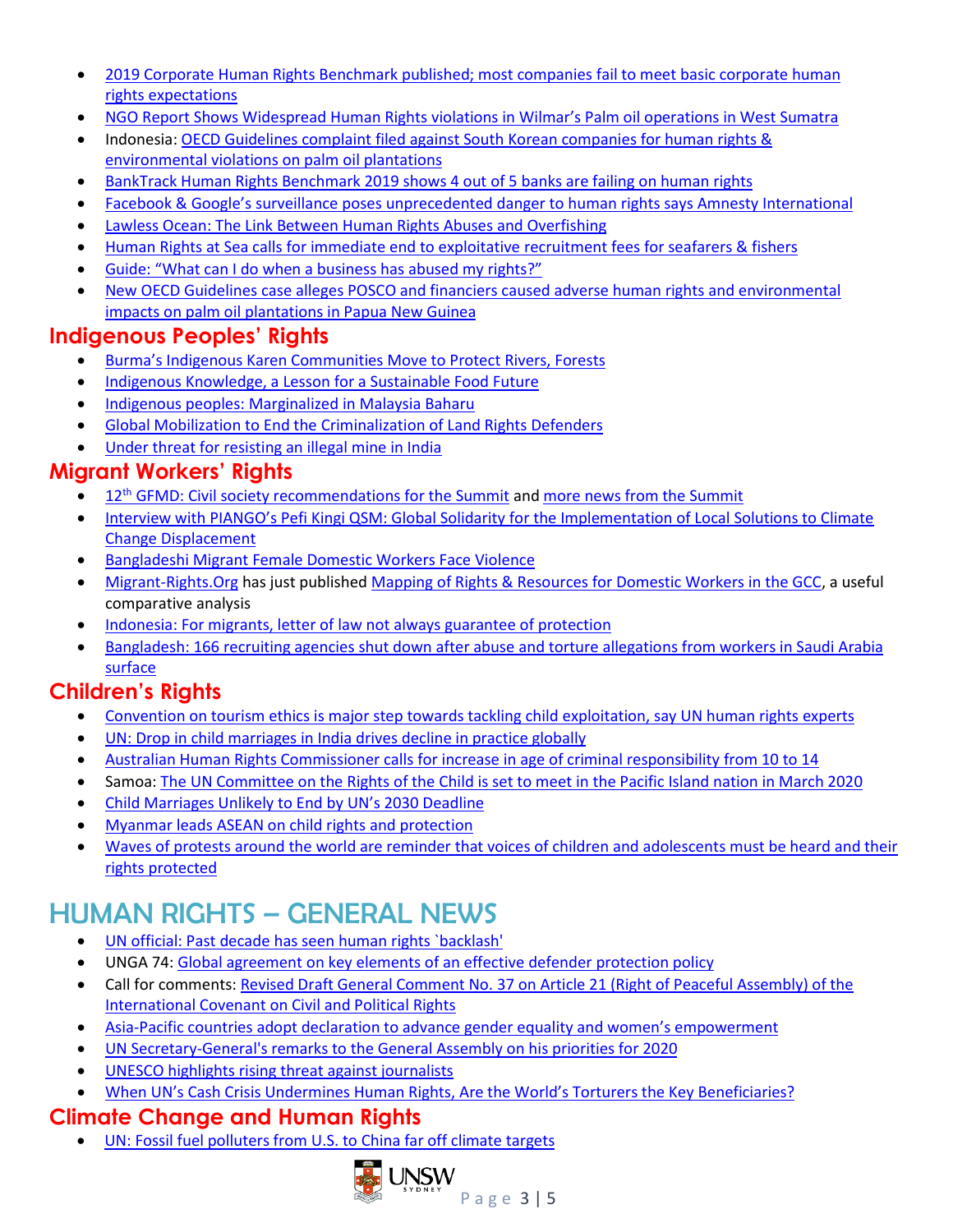- 2019 Corporate Human Rights Benchmark published; most companies fail to meet basic corporate human rights expectations
- NGO Report Shows Widespread Human Rights violations in Wilmar's Palm oil operations in West Sumatra
- Indonesia: OECD Guidelines complaint filed against South Korean companies for human rights & environmental violations on palm oil plantations
- BankTrack Human Rights Benchmark 2019 shows 4 out of 5 banks are failing on human rights
- Facebook & Google's surveillance poses unprecedented danger to human rights says Amnesty International
- Lawless Ocean: The Link Between Human Rights Abuses and Overfishing
- Human Rights at Sea calls for immediate end to exploitative recruitment fees for seafarers & fishers
- Guide: "What can I do when a business has abused my rights?"
- New OECD Guidelines case alleges POSCO and financiers caused adverse human rights and environmental impacts on palm oil plantations in Papua New Guinea

## Indigenous Peoples' Rights

- Burma's Indigenous Karen Communities Move to Protect Rivers, Forests
- Indigenous Knowledge, a Lesson for a Sustainable Food Future
- Indigenous peoples: Marginalized in Malaysia Baharu
- Global Mobilization to End the Criminalization of Land Rights Defenders
- Under threat for resisting an illegal mine in India

## Migrant Workers' Rights

- 12th GFMD: Civil society recommendations for the Summit and more news from the Summit
- Interview with PIANGO's Pefi Kingi QSM: Global Solidarity for the Implementation of Local Solutions to Climate Change Displacement
- Bangladeshi Migrant Female Domestic Workers Face Violence
- Migrant-Rights.Org has just published Mapping of Rights & Resources for Domestic Workers in the GCC, a useful comparative analysis
- Indonesia: For migrants, letter of law not always guarantee of protection
- Bangladesh: 166 recruiting agencies shut down after abuse and torture allegations from workers in Saudi Arabia surface

## Children's Rights

- Convention on tourism ethics is major step towards tackling child exploitation, say UN human rights experts
- UN: Drop in child marriages in India drives decline in practice globally
- Australian Human Rights Commissioner calls for increase in age of criminal responsibility from 10 to 14
- Samoa: The UN Committee on the Rights of the Child is set to meet in the Pacific Island nation in March 2020
- Child Marriages Unlikely to End by UN's 2030 Deadline
- Myanmar leads ASEAN on child rights and protection
- Waves of protests around the world are reminder that voices of children and adolescents must be heard and their rights protected

# HUMAN RIGHTS – GENERAL NEWS

- UN official: Past decade has seen human rights `backlash'
- UNGA 74: Global agreement on key elements of an effective defender protection policy
- Call for comments: Revised Draft General Comment No. 37 on Article 21 (Right of Peaceful Assembly) of the International Covenant on Civil and Political Rights
- Asia-Pacific countries adopt declaration to advance gender equality and women's empowerment
- UN Secretary-General's remarks to the General Assembly on his priorities for 2020
- UNESCO highlights rising threat against journalists
- When UN's Cash Crisis Undermines Human Rights, Are the World's Torturers the Key Beneficiaries?

## Climate Change and Human Rights

- UN: Fossil fuel polluters from U.S. to China far off climate targets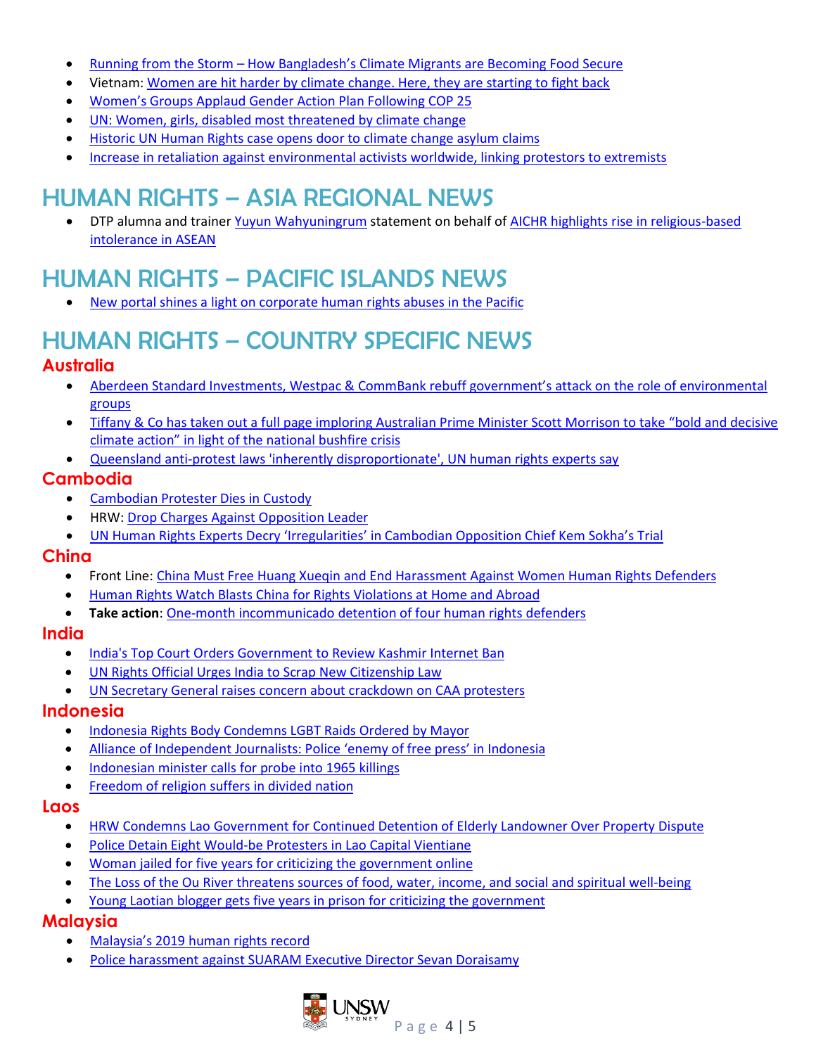- Running from the Storm – How Bangladesh's Climate Migrants are Becoming Food Secure
- Vietnam: Women are hit harder by climate change. Here, they are starting to fight back
- Women's Groups Applaud Gender Action Plan Following COP 25
- UN: Women, girls, disabled most threatened by climate change
- Historic UN Human Rights case opens door to climate change asylum claims
- Increase in retaliation against environmental activists worldwide, linking protestors to extremists

# HUMAN RIGHTS – ASIA REGIONAL NEWS

- DTP alumna and trainer Yuyun Wahyuningrum statement on behalf of AICHR highlights rise in religious-based intolerance in ASEAN

# HUMAN RIGHTS – PACIFIC ISLANDS NEWS

- New portal shines a light on corporate human rights abuses in the Pacific

# HUMAN RIGHTS – COUNTRY SPECIFIC NEWS

## Australia

- Aberdeen Standard Investments, Westpac & CommBank rebuff government's attack on the role of environmental groups
- Tiffany & Co has taken out a full page imploring Australian Prime Minister Scott Morrison to take "bold and decisive climate action" in light of the national bushfire crisis
- Queensland anti-protest laws 'inherently disproportionate', UN human rights experts say

## Cambodia

- Cambodian Protester Dies in Custody
- HRW: Drop Charges Against Opposition Leader
- UN Human Rights Experts Decry 'Irregularities' in Cambodian Opposition Chief Kem Sokha's Trial

## China

- Front Line: China Must Free Huang Xueqin and End Harassment Against Women Human Rights Defenders
- Human Rights Watch Blasts China for Rights Violations at Home and Abroad
- **Take action**: One-month incommunicado detention of four human rights defenders

## India

- India's Top Court Orders Government to Review Kashmir Internet Ban
- UN Rights Official Urges India to Scrap New Citizenship Law
- UN Secretary General raises concern about crackdown on CAA protesters

## Indonesia

- Indonesia Rights Body Condemns LGBT Raids Ordered by Mayor
- Alliance of Independent Journalists: Police 'enemy of free press' in Indonesia
- Indonesian minister calls for probe into 1965 killings
- Freedom of religion suffers in divided nation

## Laos

- HRW Condemns Lao Government for Continued Detention of Elderly Landowner Over Property Dispute
- Police Detain Eight Would-be Protesters in Lao Capital Vientiane
- Woman jailed for five years for criticizing the government online
- The Loss of the Ou River threatens sources of food, water, income, and social and spiritual well-being
- Young Laotian blogger gets five years in prison for criticizing the government

## Malaysia

- Malaysia's 2019 human rights record
- Police harassment against SUARAM Executive Director Sevan Doraisamy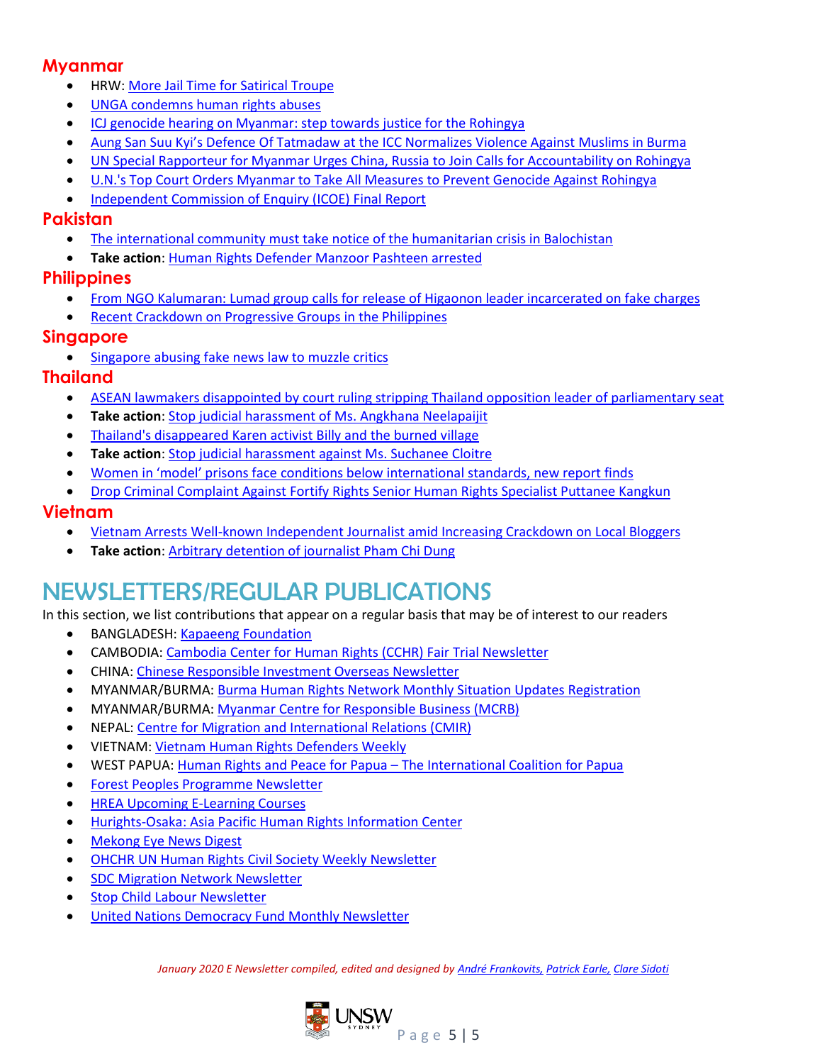## Myanmar

- HRW: More Jail Time for Satirical Troupe
- UNGA condemns human rights abuses
- ICJ genocide hearing on Myanmar: step towards justice for the Rohingya
- Aung San Suu Kyi's Defence Of Tatmadaw at the ICC Normalizes Violence Against Muslims in Burma
- UN Special Rapporteur for Myanmar Urges China, Russia to Join Calls for Accountability on Rohingya
- U.N.'s Top Court Orders Myanmar to Take All Measures to Prevent Genocide Against Rohingya
- Independent Commission of Enquiry (ICOE) Final Report

## Pakistan

- The international community must take notice of the humanitarian crisis in Balochistan
- **Take action**: Human Rights Defender Manzoor Pashteen arrested

## Philippines

- From NGO Kalumaran: Lumad group calls for release of Higaonon leader incarcerated on fake charges
- Recent Crackdown on Progressive Groups in the Philippines

## Singapore

- Singapore abusing fake news law to muzzle critics

## Thailand

- ASEAN lawmakers disappointed by court ruling stripping Thailand opposition leader of parliamentary seat
- **Take action**: Stop judicial harassment of Ms. Angkhana Neelapaijit
- Thailand's disappeared Karen activist Billy and the burned village
- **Take action**: Stop judicial harassment against Ms. Suchanee Cloitre
- Women in 'model' prisons face conditions below international standards, new report finds
- Drop Criminal Complaint Against Fortify Rights Senior Human Rights Specialist Puttanee Kangkun

## Vietnam

- Vietnam Arrests Well-known Independent Journalist amid Increasing Crackdown on Local Bloggers
- **Take action**: Arbitrary detention of journalist Pham Chi Dung

# NEWSLETTERS/REGULAR PUBLICATIONS

In this section, we list contributions that appear on a regular basis that may be of interest to our readers

- BANGLADESH: Kapaeeng Foundation
- CAMBODIA: Cambodia Center for Human Rights (CCHR) Fair Trial Newsletter
- CHINA: Chinese Responsible Investment Overseas Newsletter
- MYANMAR/BURMA: Burma Human Rights Network Monthly Situation Updates Registration
- MYANMAR/BURMA: Myanmar Centre for Responsible Business (MCRB)
- NEPAL: Centre for Migration and International Relations (CMIR)
- VIETNAM: Vietnam Human Rights Defenders Weekly
- WEST PAPUA: Human Rights and Peace for Papua – The International Coalition for Papua
- Forest Peoples Programme Newsletter
- HREA Upcoming E-Learning Courses
- Hurights-Osaka: Asia Pacific Human Rights Information Center
- Mekong Eye News Digest
- OHCHR UN Human Rights Civil Society Weekly Newsletter
- SDC Migration Network Newsletter
- Stop Child Labour Newsletter
- United Nations Democracy Fund Monthly Newsletter

*January 2020 E Newsletter compiled, edited and designed by André Frankovits, Patrick Earle, Clare Sidoti*